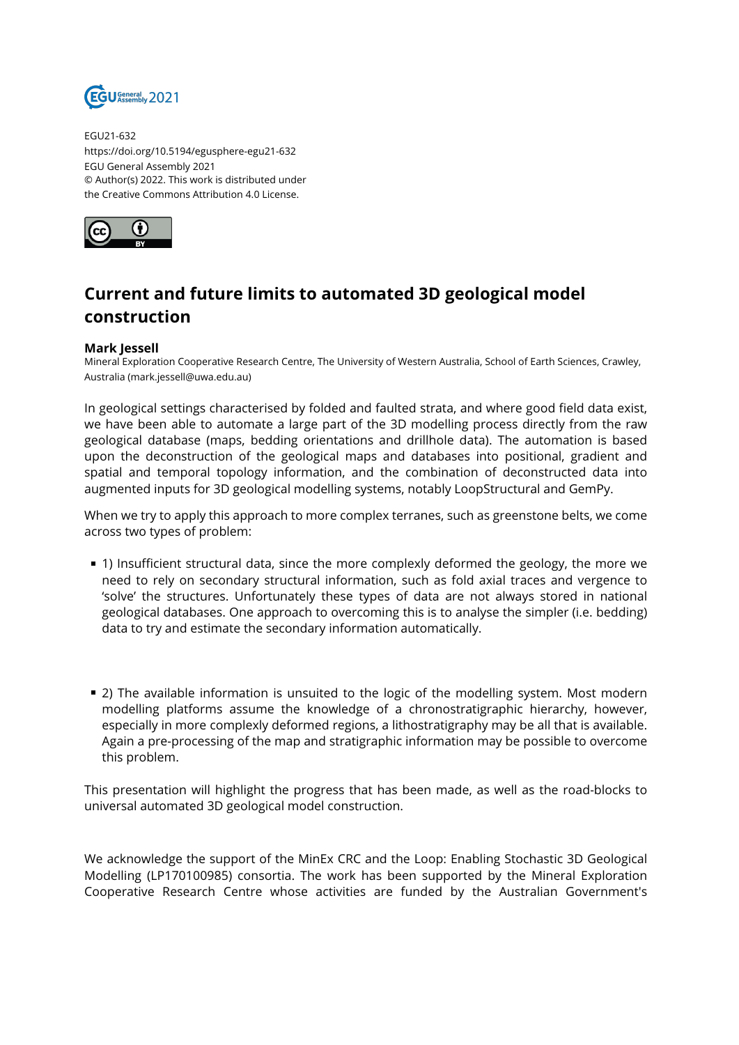EGU21-632
https://doi.org/10.5194/egusphere-egu21-632
EGU General Assembly 2021
© Author(s) 2022. This work is distributed under
the Creative Commons Attribution 4.0 License.

# Current and future limits to automated 3D geological model construction

**Mark Jessell**
Mineral Exploration Cooperative Research Centre, The University of Western Australia, School of Earth Sciences, Crawley, Australia (mark.jessell@uwa.edu.au)

In geological settings characterised by folded and faulted strata, and where good field data exist, we have been able to automate a large part of the 3D modelling process directly from the raw geological database (maps, bedding orientations and drillhole data). The automation is based upon the deconstruction of the geological maps and databases into positional, gradient and spatial and temporal topology information, and the combination of deconstructed data into augmented inputs for 3D geological modelling systems, notably LoopStructural and GemPy.

When we try to apply this approach to more complex terranes, such as greenstone belts, we come across two types of problem:

- 1) Insufficient structural data, since the more complexly deformed the geology, the more we need to rely on secondary structural information, such as fold axial traces and vergence to 'solve' the structures. Unfortunately these types of data are not always stored in national geological databases. One approach to overcoming this is to analyse the simpler (i.e. bedding) data to try and estimate the secondary information automatically.

- 2) The available information is unsuited to the logic of the modelling system. Most modern modelling platforms assume the knowledge of a chronostratigraphic hierarchy, however, especially in more complexly deformed regions, a lithostratigraphy may be all that is available. Again a pre-processing of the map and stratigraphic information may be possible to overcome this problem.

This presentation will highlight the progress that has been made, as well as the road-blocks to universal automated 3D geological model construction.

We acknowledge the support of the MinEx CRC and the Loop: Enabling Stochastic 3D Geological Modelling (LP170100985) consortia. The work has been supported by the Mineral Exploration Cooperative Research Centre whose activities are funded by the Australian Government's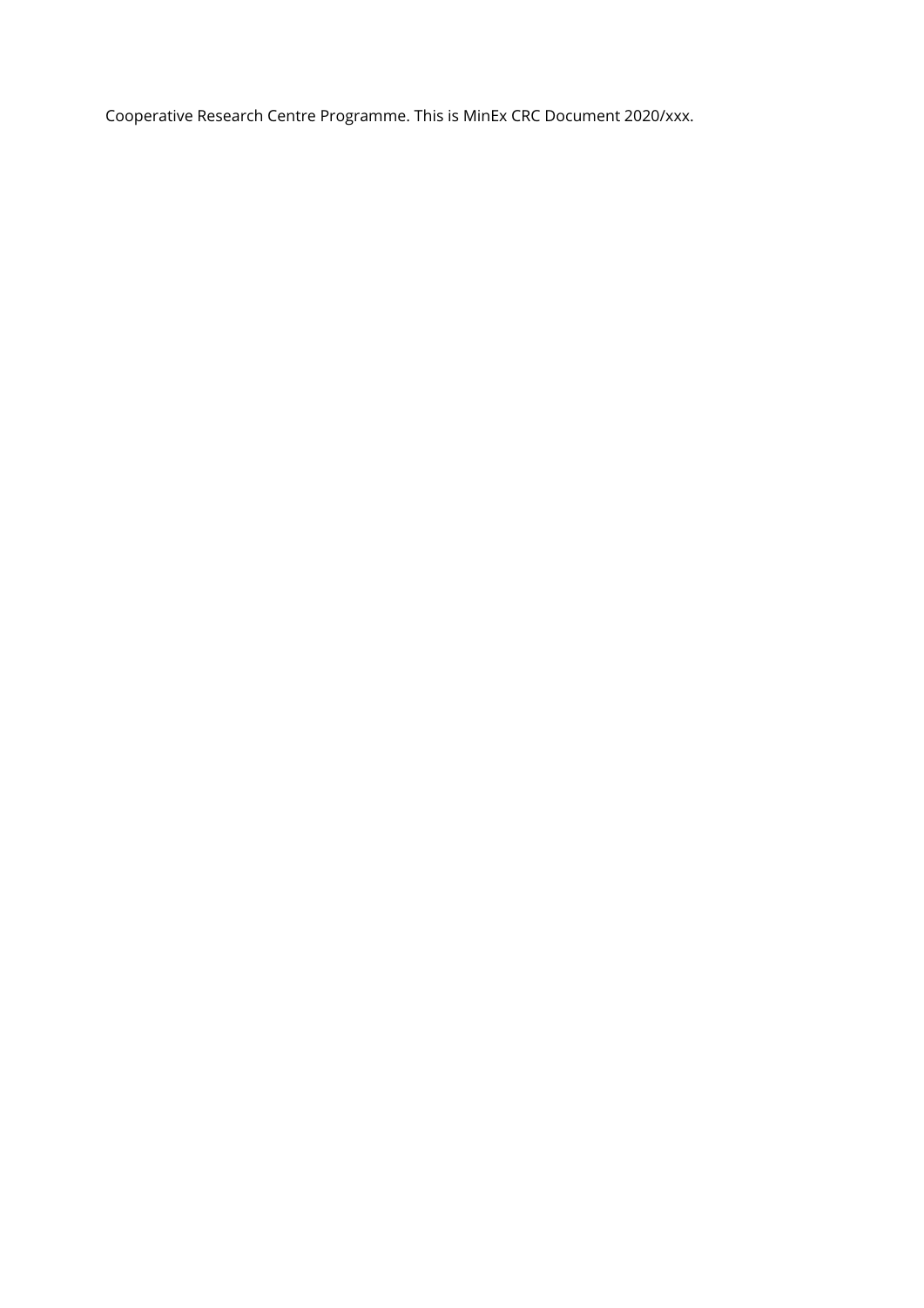Cooperative Research Centre Programme. This is MinEx CRC Document 2020/xxx.